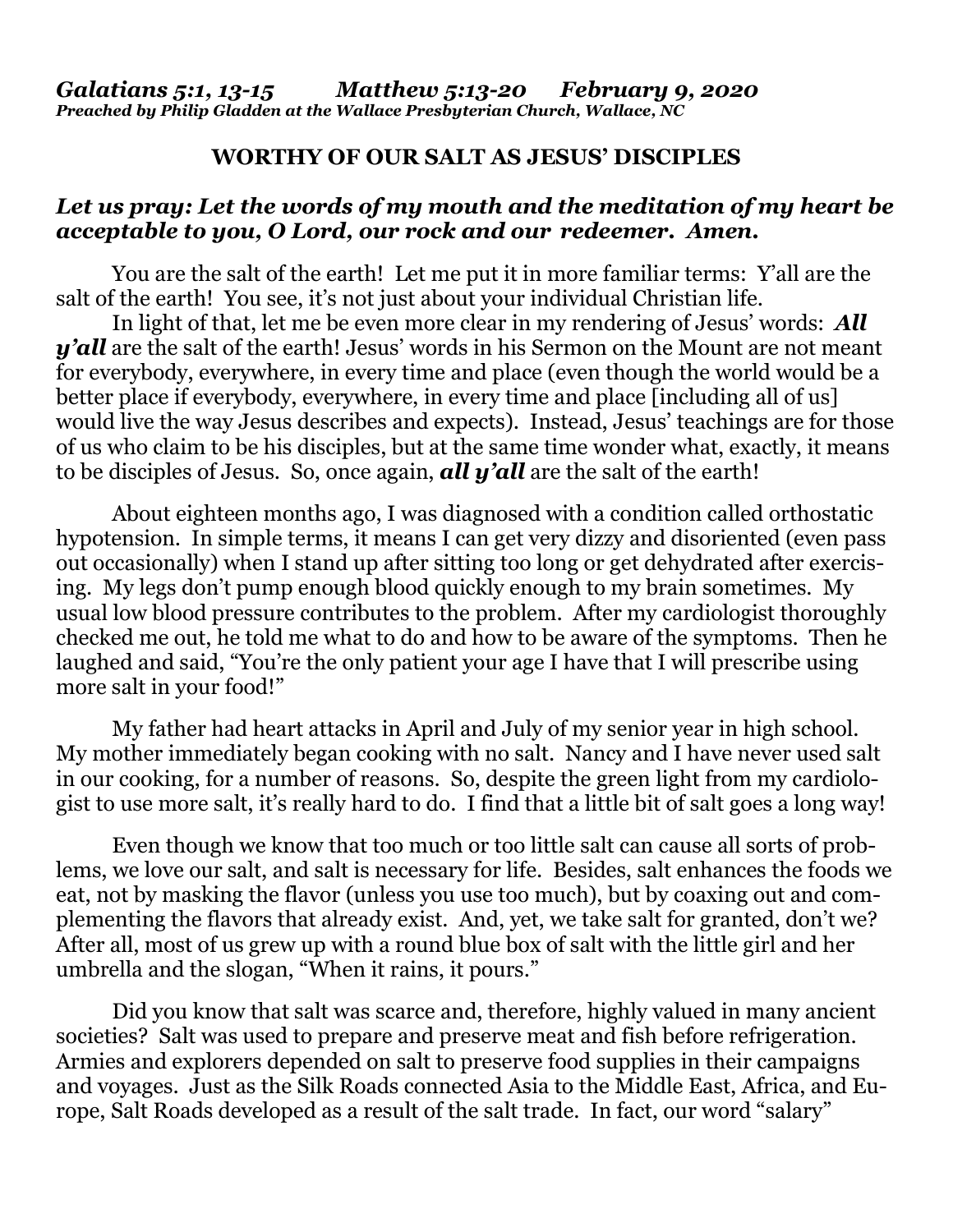*Galatians 5:1, 13-15 Matthew 5:13-20 February 9, 2020*
*Preached by Philip Gladden at the Wallace Presbyterian Church, Wallace, NC*

# WORTHY OF OUR SALT AS JESUS' DISCIPLES

***Let us pray: Let the words of my mouth and the meditation of my heart be acceptable to you, O Lord, our rock and our redeemer. Amen.***

You are the salt of the earth! Let me put it in more familiar terms: Y'all are the salt of the earth! You see, it's not just about your individual Christian life.

In light of that, let me be even more clear in my rendering of Jesus' words: ***All y'all*** are the salt of the earth! Jesus' words in his Sermon on the Mount are not meant for everybody, everywhere, in every time and place (even though the world would be a better place if everybody, everywhere, in every time and place [including all of us] would live the way Jesus describes and expects). Instead, Jesus' teachings are for those of us who claim to be his disciples, but at the same time wonder what, exactly, it means to be disciples of Jesus. So, once again, ***all y'all*** are the salt of the earth!

About eighteen months ago, I was diagnosed with a condition called orthostatic hypotension. In simple terms, it means I can get very dizzy and disoriented (even pass out occasionally) when I stand up after sitting too long or get dehydrated after exercising. My legs don't pump enough blood quickly enough to my brain sometimes. My usual low blood pressure contributes to the problem. After my cardiologist thoroughly checked me out, he told me what to do and how to be aware of the symptoms. Then he laughed and said, "You're the only patient your age I have that I will prescribe using more salt in your food!"

My father had heart attacks in April and July of my senior year in high school. My mother immediately began cooking with no salt. Nancy and I have never used salt in our cooking, for a number of reasons. So, despite the green light from my cardiologist to use more salt, it's really hard to do. I find that a little bit of salt goes a long way!

Even though we know that too much or too little salt can cause all sorts of problems, we love our salt, and salt is necessary for life. Besides, salt enhances the foods we eat, not by masking the flavor (unless you use too much), but by coaxing out and complementing the flavors that already exist. And, yet, we take salt for granted, don't we? After all, most of us grew up with a round blue box of salt with the little girl and her umbrella and the slogan, "When it rains, it pours."

Did you know that salt was scarce and, therefore, highly valued in many ancient societies? Salt was used to prepare and preserve meat and fish before refrigeration. Armies and explorers depended on salt to preserve food supplies in their campaigns and voyages. Just as the Silk Roads connected Asia to the Middle East, Africa, and Europe, Salt Roads developed as a result of the salt trade. In fact, our word "salary"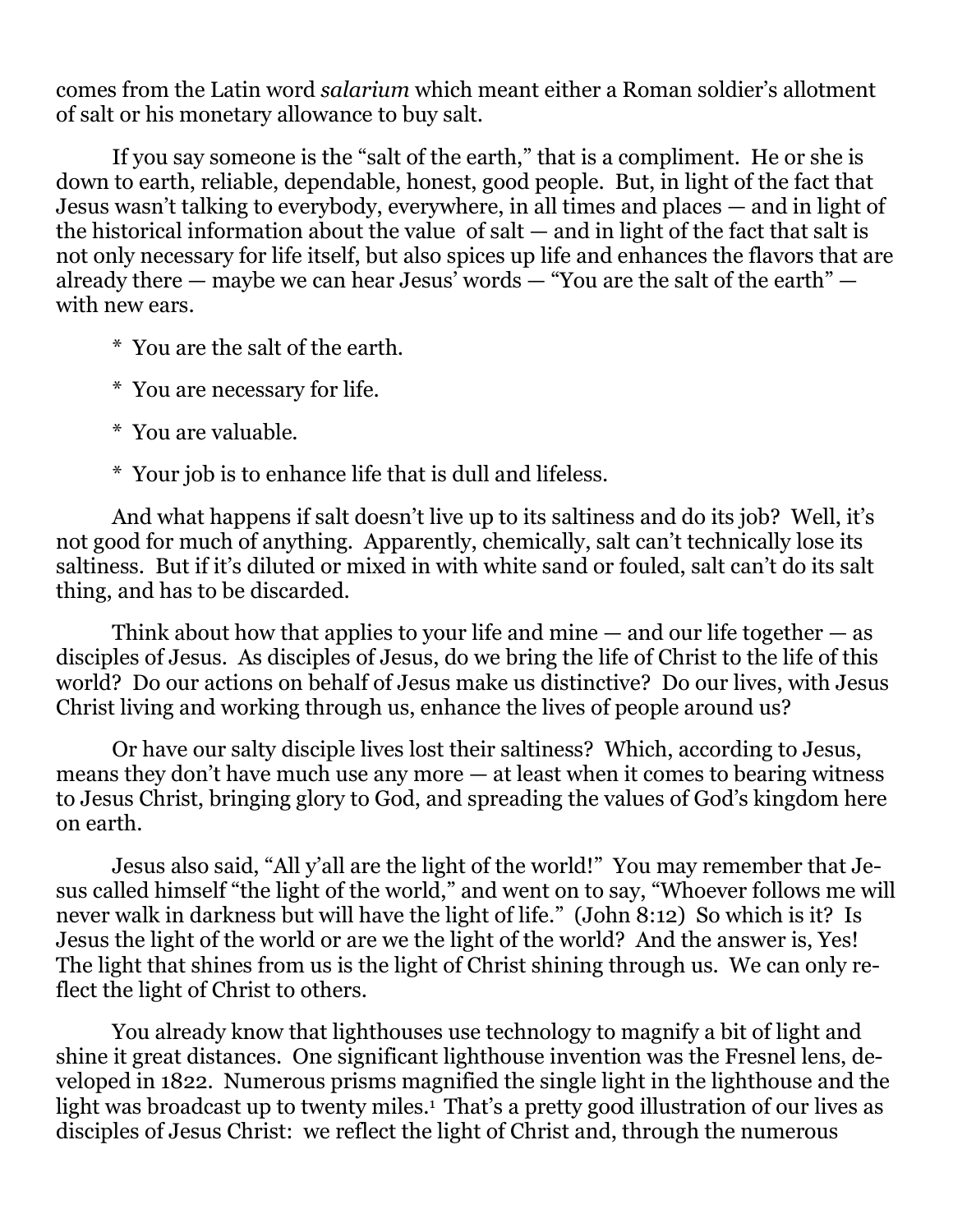comes from the Latin word *salarium* which meant either a Roman soldier's allotment of salt or his monetary allowance to buy salt.

If you say someone is the "salt of the earth," that is a compliment. He or she is down to earth, reliable, dependable, honest, good people. But, in light of the fact that Jesus wasn't talking to everybody, everywhere, in all times and places — and in light of the historical information about the value of salt — and in light of the fact that salt is not only necessary for life itself, but also spices up life and enhances the flavors that are already there — maybe we can hear Jesus' words — "You are the salt of the earth" — with new ears.

* You are the salt of the earth.
* You are necessary for life.
* You are valuable.
* Your job is to enhance life that is dull and lifeless.

And what happens if salt doesn't live up to its saltiness and do its job? Well, it's not good for much of anything. Apparently, chemically, salt can't technically lose its saltiness. But if it's diluted or mixed in with white sand or fouled, salt can't do its salt thing, and has to be discarded.

Think about how that applies to your life and mine — and our life together — as disciples of Jesus. As disciples of Jesus, do we bring the life of Christ to the life of this world? Do our actions on behalf of Jesus make us distinctive? Do our lives, with Jesus Christ living and working through us, enhance the lives of people around us?

Or have our salty disciple lives lost their saltiness? Which, according to Jesus, means they don't have much use any more — at least when it comes to bearing witness to Jesus Christ, bringing glory to God, and spreading the values of God's kingdom here on earth.

Jesus also said, "All y'all are the light of the world!" You may remember that Jesus called himself "the light of the world," and went on to say, "Whoever follows me will never walk in darkness but will have the light of life." (John 8:12) So which is it? Is Jesus the light of the world or are we the light of the world? And the answer is, Yes! The light that shines from us is the light of Christ shining through us. We can only reflect the light of Christ to others.

You already know that lighthouses use technology to magnify a bit of light and shine it great distances. One significant lighthouse invention was the Fresnel lens, developed in 1822. Numerous prisms magnified the single light in the lighthouse and the light was broadcast up to twenty miles.[1] That's a pretty good illustration of our lives as disciples of Jesus Christ: we reflect the light of Christ and, through the numerous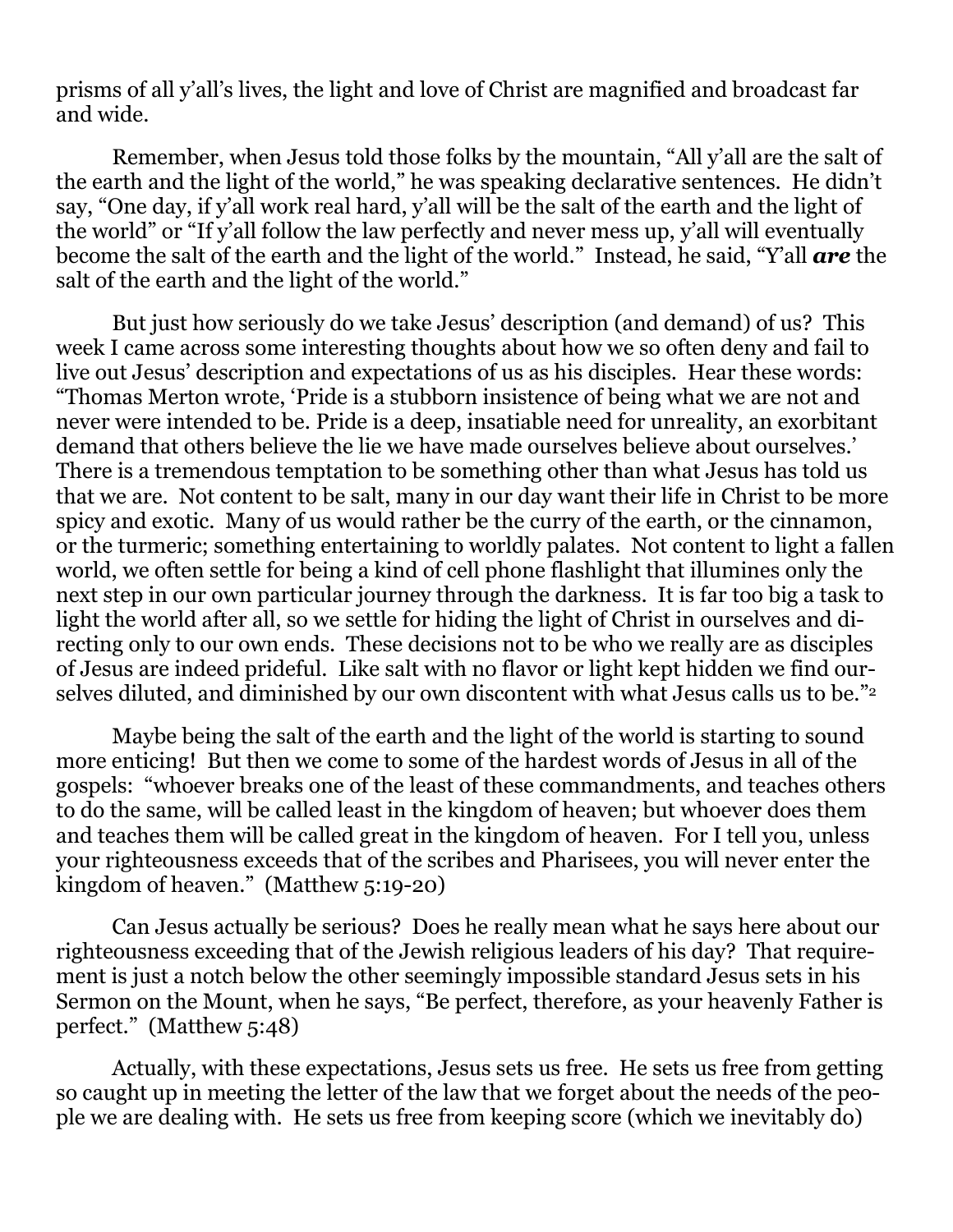prisms of all y'all's lives, the light and love of Christ are magnified and broadcast far and wide.

Remember, when Jesus told those folks by the mountain, "All y'all are the salt of the earth and the light of the world," he was speaking declarative sentences. He didn't say, "One day, if y'all work real hard, y'all will be the salt of the earth and the light of the world" or "If y'all follow the law perfectly and never mess up, y'all will eventually become the salt of the earth and the light of the world." Instead, he said, "Y'all ***are*** the salt of the earth and the light of the world."

But just how seriously do we take Jesus' description (and demand) of us? This week I came across some interesting thoughts about how we so often deny and fail to live out Jesus' description and expectations of us as his disciples. Hear these words: "Thomas Merton wrote, 'Pride is a stubborn insistence of being what we are not and never were intended to be. Pride is a deep, insatiable need for unreality, an exorbitant demand that others believe the lie we have made ourselves believe about ourselves.' There is a tremendous temptation to be something other than what Jesus has told us that we are. Not content to be salt, many in our day want their life in Christ to be more spicy and exotic. Many of us would rather be the curry of the earth, or the cinnamon, or the turmeric; something entertaining to worldly palates. Not content to light a fallen world, we often settle for being a kind of cell phone flashlight that illumines only the next step in our own particular journey through the darkness. It is far too big a task to light the world after all, so we settle for hiding the light of Christ in ourselves and directing only to our own ends. These decisions not to be who we really are as disciples of Jesus are indeed prideful. Like salt with no flavor or light kept hidden we find ourselves diluted, and diminished by our own discontent with what Jesus calls us to be."[2]

Maybe being the salt of the earth and the light of the world is starting to sound more enticing! But then we come to some of the hardest words of Jesus in all of the gospels: "whoever breaks one of the least of these commandments, and teaches others to do the same, will be called least in the kingdom of heaven; but whoever does them and teaches them will be called great in the kingdom of heaven. For I tell you, unless your righteousness exceeds that of the scribes and Pharisees, you will never enter the kingdom of heaven." (Matthew 5:19-20)

Can Jesus actually be serious? Does he really mean what he says here about our righteousness exceeding that of the Jewish religious leaders of his day? That requirement is just a notch below the other seemingly impossible standard Jesus sets in his Sermon on the Mount, when he says, "Be perfect, therefore, as your heavenly Father is perfect." (Matthew 5:48)

Actually, with these expectations, Jesus sets us free. He sets us free from getting so caught up in meeting the letter of the law that we forget about the needs of the people we are dealing with. He sets us free from keeping score (which we inevitably do)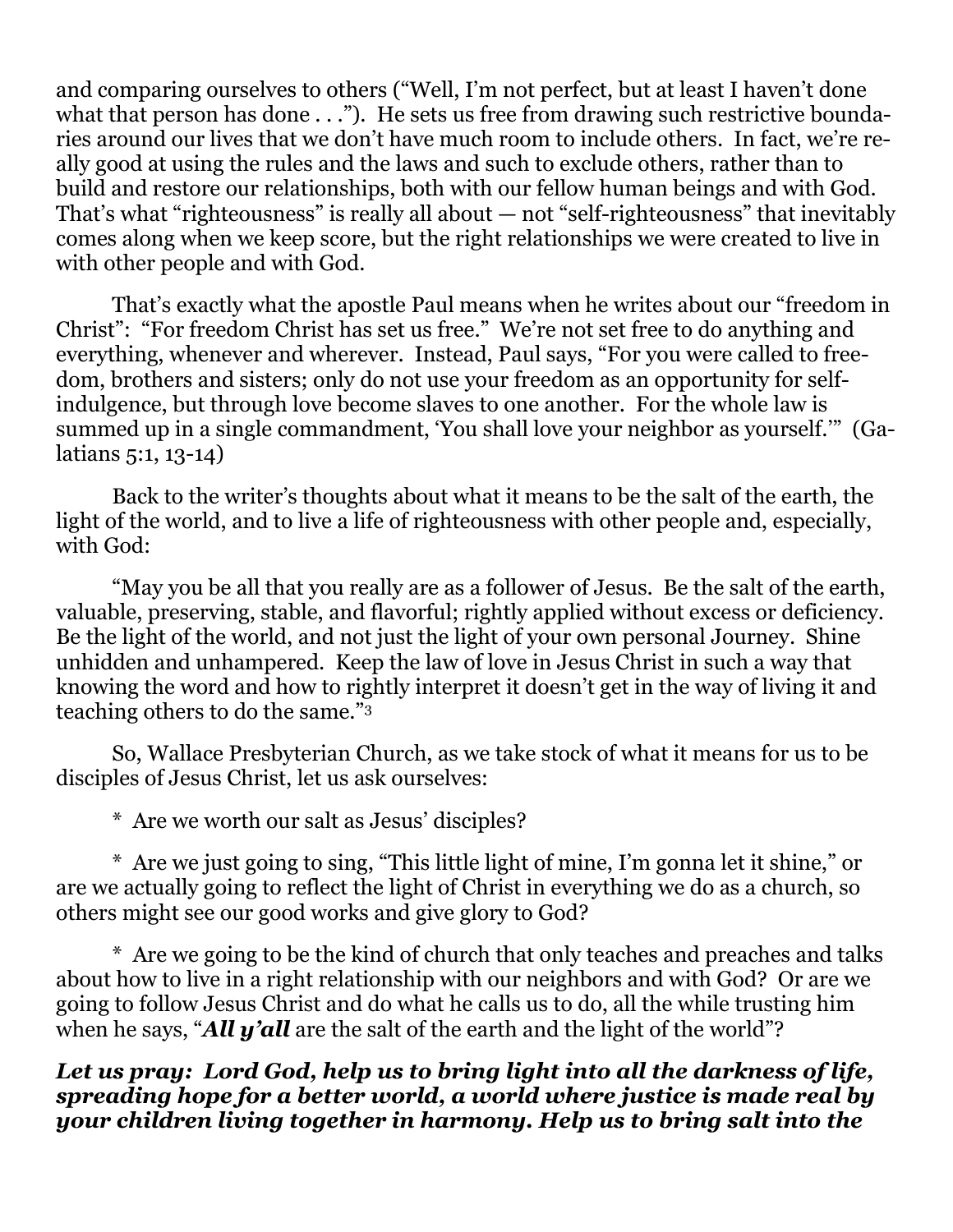and comparing ourselves to others (“Well, I’m not perfect, but at least I haven’t done what that person has done . . .”). He sets us free from drawing such restrictive boundaries around our lives that we don’t have much room to include others. In fact, we’re really good at using the rules and the laws and such to exclude others, rather than to build and restore our relationships, both with our fellow human beings and with God. That’s what “righteousness” is really all about — not “self-righteousness” that inevitably comes along when we keep score, but the right relationships we were created to live in with other people and with God.

That’s exactly what the apostle Paul means when he writes about our “freedom in Christ”: “For freedom Christ has set us free.” We’re not set free to do anything and everything, whenever and wherever. Instead, Paul says, “For you were called to freedom, brothers and sisters; only do not use your freedom as an opportunity for self-indulgence, but through love become slaves to one another. For the whole law is summed up in a single commandment, ‘You shall love your neighbor as yourself.’” (Galatians 5:1, 13-14)

Back to the writer’s thoughts about what it means to be the salt of the earth, the light of the world, and to live a life of righteousness with other people and, especially, with God:

“May you be all that you really are as a follower of Jesus. Be the salt of the earth, valuable, preserving, stable, and flavorful; rightly applied without excess or deficiency. Be the light of the world, and not just the light of your own personal Journey. Shine unhidden and unhampered. Keep the law of love in Jesus Christ in such a way that knowing the word and how to rightly interpret it doesn’t get in the way of living it and teaching others to do the same.”[3]

So, Wallace Presbyterian Church, as we take stock of what it means for us to be disciples of Jesus Christ, let us ask ourselves:

* Are we worth our salt as Jesus’ disciples?

* Are we just going to sing, “This little light of mine, I’m gonna let it shine,” or are we actually going to reflect the light of Christ in everything we do as a church, so others might see our good works and give glory to God?

* Are we going to be the kind of church that only teaches and preaches and talks about how to live in a right relationship with our neighbors and with God? Or are we going to follow Jesus Christ and do what he calls us to do, all the while trusting him when he says, “***All y’all*** are the salt of the earth and the light of the world”?

***Let us pray: Lord God, help us to bring light into all the darkness of life, spreading hope for a better world, a world where justice is made real by your children living together in harmony. Help us to bring salt into the***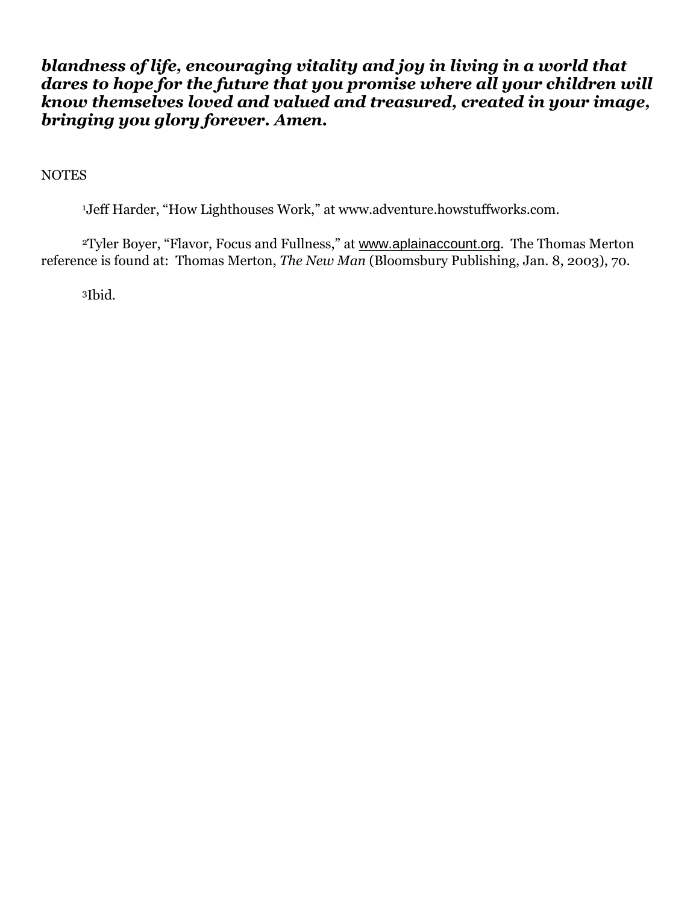***blandness of life, encouraging vitality and joy in living in a world that dares to hope for the future that you promise where all your children will know themselves loved and valued and treasured, created in your image, bringing you glory forever. Amen.***

NOTES

[1]Jeff Harder, "How Lighthouses Work," at www.adventure.howstuffworks.com.

[2]Tyler Boyer, "Flavor, Focus and Fullness," at www.aplainaccount.org. The Thomas Merton reference is found at: Thomas Merton, *The New Man* (Bloomsbury Publishing, Jan. 8, 2003), 70.

[3]Ibid.